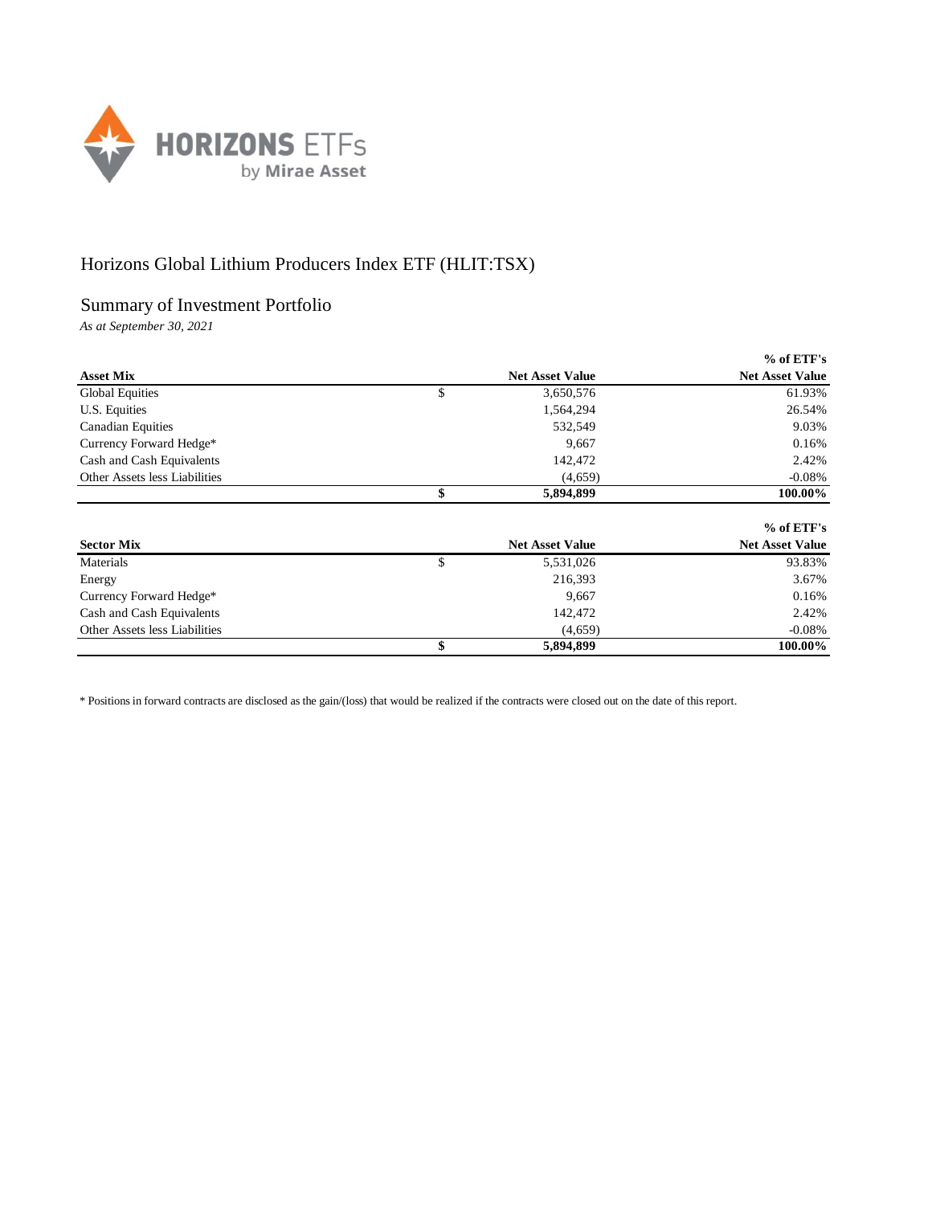# Horizons Global Lithium Producers Index ETF (HLIT:TSX)

## Summary of Investment Portfolio

*As at September 30, 2021*

| Asset Mix | | Net Asset Value | % of ETF's Net Asset Value |
|---|---|---|---|
| Global Equities | $ | 3,650,576 | 61.93% |
| U.S. Equities | | 1,564,294 | 26.54% |
| Canadian Equities | | 532,549 | 9.03% |
| Currency Forward Hedge* | | 9,667 | 0.16% |
| Cash and Cash Equivalents | | 142,472 | 2.42% |
| Other Assets less Liabilities | | (4,659) | -0.08% |
| | **$** | **5,894,899** | **100.00%** |

| Sector Mix | | Net Asset Value | % of ETF's Net Asset Value |
|---|---|---|---|
| Materials | $ | 5,531,026 | 93.83% |
| Energy | | 216,393 | 3.67% |
| Currency Forward Hedge* | | 9,667 | 0.16% |
| Cash and Cash Equivalents | | 142,472 | 2.42% |
| Other Assets less Liabilities | | (4,659) | -0.08% |
| | **$** | **5,894,899** | **100.00%** |

\* Positions in forward contracts are disclosed as the gain/(loss) that would be realized if the contracts were closed out on the date of this report.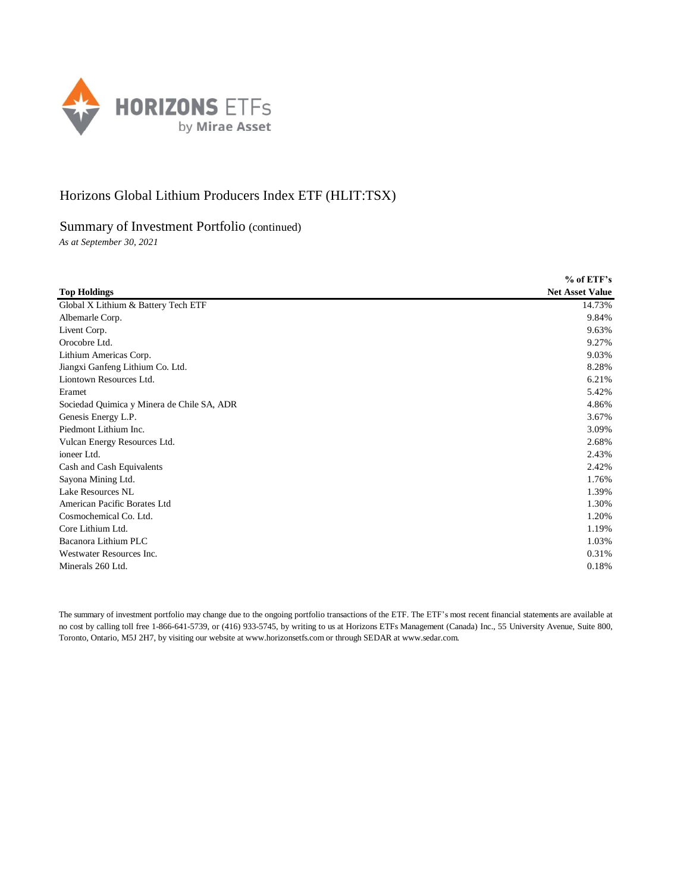# Horizons Global Lithium Producers Index ETF (HLIT:TSX)

## Summary of Investment Portfolio (continued)

*As at September 30, 2021*

| Top Holdings | % of ETF's Net Asset Value |
|---|---|
| Global X Lithium & Battery Tech ETF | 14.73% |
| Albemarle Corp. | 9.84% |
| Livent Corp. | 9.63% |
| Orocobre Ltd. | 9.27% |
| Lithium Americas Corp. | 9.03% |
| Jiangxi Ganfeng Lithium Co. Ltd. | 8.28% |
| Liontown Resources Ltd. | 6.21% |
| Eramet | 5.42% |
| Sociedad Quimica y Minera de Chile SA, ADR | 4.86% |
| Genesis Energy L.P. | 3.67% |
| Piedmont Lithium Inc. | 3.09% |
| Vulcan Energy Resources Ltd. | 2.68% |
| ioneer Ltd. | 2.43% |
| Cash and Cash Equivalents | 2.42% |
| Sayona Mining Ltd. | 1.76% |
| Lake Resources NL | 1.39% |
| American Pacific Borates Ltd | 1.30% |
| Cosmochemical Co. Ltd. | 1.20% |
| Core Lithium Ltd. | 1.19% |
| Bacanora Lithium PLC | 1.03% |
| Westwater Resources Inc. | 0.31% |
| Minerals 260 Ltd. | 0.18% |

The summary of investment portfolio may change due to the ongoing portfolio transactions of the ETF. The ETF's most recent financial statements are available at no cost by calling toll free 1-866-641-5739, or (416) 933-5745, by writing to us at Horizons ETFs Management (Canada) Inc., 55 University Avenue, Suite 800, Toronto, Ontario, M5J 2H7, by visiting our website at www.horizonsetfs.com or through SEDAR at www.sedar.com.